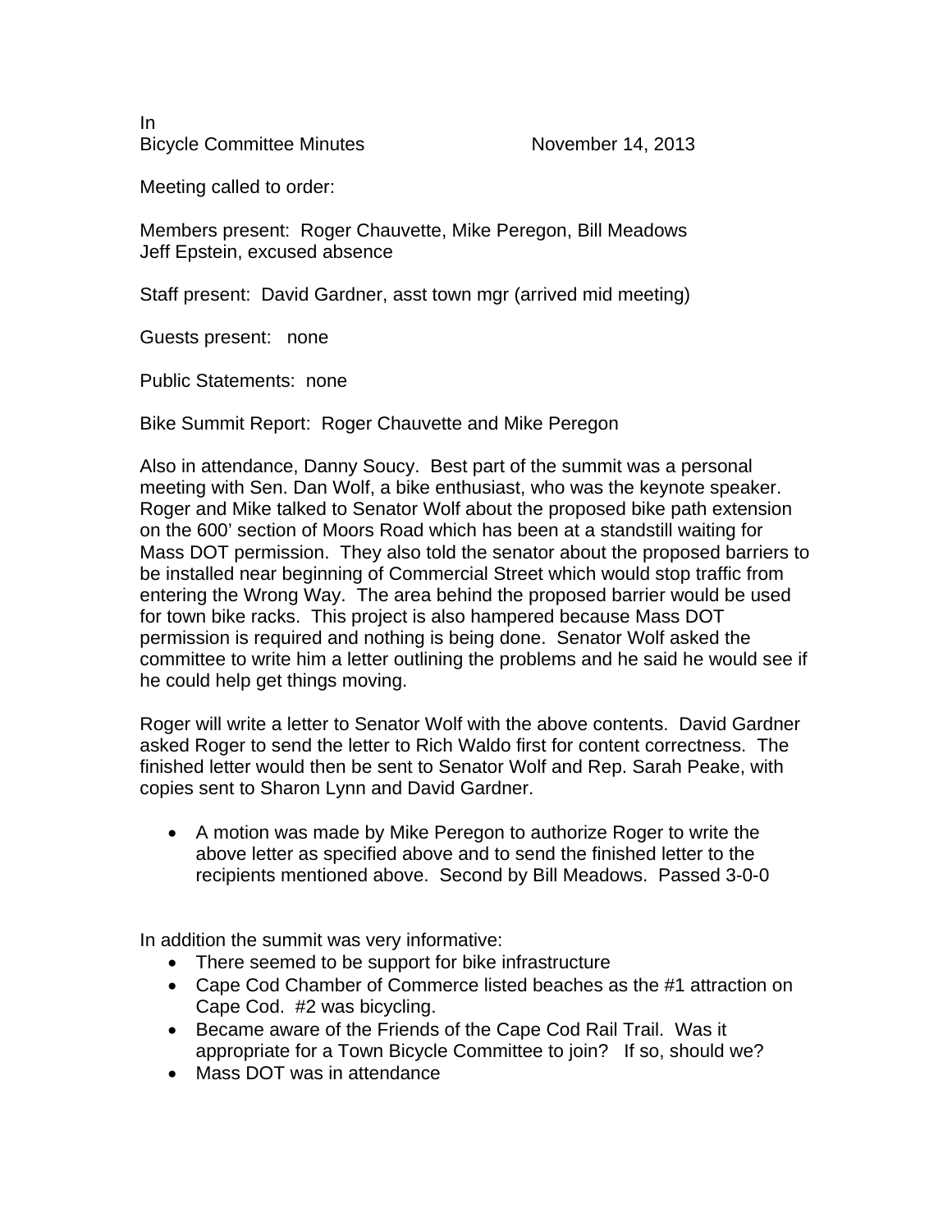In
Bicycle Committee Minutes November 14, 2013

Meeting called to order:

Members present: Roger Chauvette, Mike Peregon, Bill Meadows
Jeff Epstein, excused absence

Staff present: David Gardner, asst town mgr (arrived mid meeting)

Guests present: none

Public Statements: none

Bike Summit Report: Roger Chauvette and Mike Peregon

Also in attendance, Danny Soucy. Best part of the summit was a personal meeting with Sen. Dan Wolf, a bike enthusiast, who was the keynote speaker. Roger and Mike talked to Senator Wolf about the proposed bike path extension on the 600' section of Moors Road which has been at a standstill waiting for Mass DOT permission. They also told the senator about the proposed barriers to be installed near beginning of Commercial Street which would stop traffic from entering the Wrong Way. The area behind the proposed barrier would be used for town bike racks. This project is also hampered because Mass DOT permission is required and nothing is being done. Senator Wolf asked the committee to write him a letter outlining the problems and he said he would see if he could help get things moving.

Roger will write a letter to Senator Wolf with the above contents. David Gardner asked Roger to send the letter to Rich Waldo first for content correctness. The finished letter would then be sent to Senator Wolf and Rep. Sarah Peake, with copies sent to Sharon Lynn and David Gardner.

- A motion was made by Mike Peregon to authorize Roger to write the above letter as specified above and to send the finished letter to the recipients mentioned above. Second by Bill Meadows. Passed 3-0-0

In addition the summit was very informative:

- There seemed to be support for bike infrastructure
- Cape Cod Chamber of Commerce listed beaches as the #1 attraction on Cape Cod. #2 was bicycling.
- Became aware of the Friends of the Cape Cod Rail Trail. Was it appropriate for a Town Bicycle Committee to join? If so, should we?
- Mass DOT was in attendance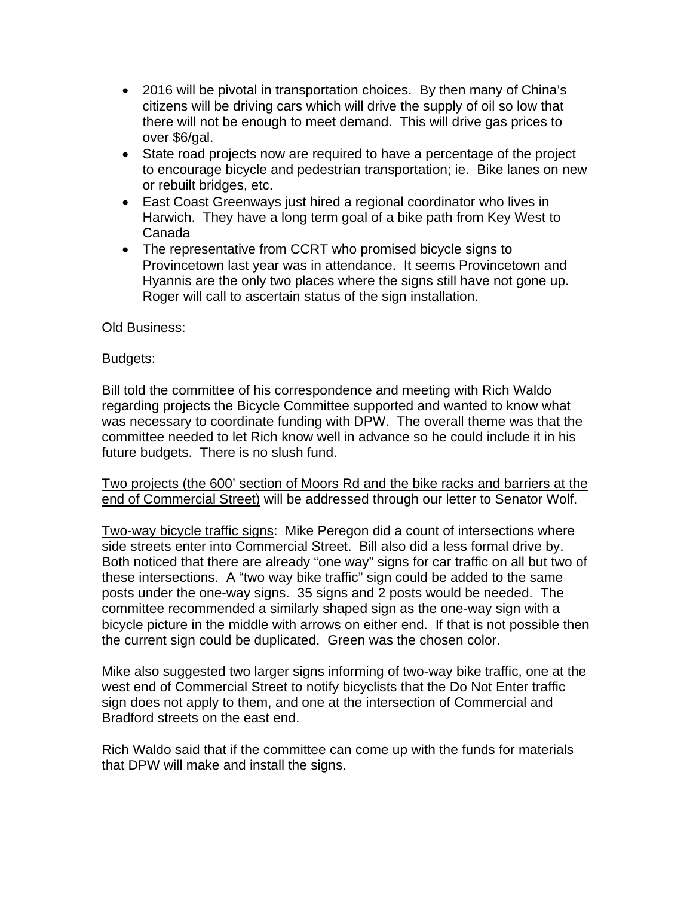- 2016 will be pivotal in transportation choices. By then many of China's citizens will be driving cars which will drive the supply of oil so low that there will not be enough to meet demand. This will drive gas prices to over $6/gal.
- State road projects now are required to have a percentage of the project to encourage bicycle and pedestrian transportation; ie. Bike lanes on new or rebuilt bridges, etc.
- East Coast Greenways just hired a regional coordinator who lives in Harwich. They have a long term goal of a bike path from Key West to Canada
- The representative from CCRT who promised bicycle signs to Provincetown last year was in attendance. It seems Provincetown and Hyannis are the only two places where the signs still have not gone up. Roger will call to ascertain status of the sign installation.

Old Business:

Budgets:

Bill told the committee of his correspondence and meeting with Rich Waldo regarding projects the Bicycle Committee supported and wanted to know what was necessary to coordinate funding with DPW. The overall theme was that the committee needed to let Rich know well in advance so he could include it in his future budgets. There is no slush fund.

<u>Two projects (the 600' section of Moors Rd and the bike racks and barriers at the end of Commercial Street)</u> will be addressed through our letter to Senator Wolf.

<u>Two-way bicycle traffic signs</u>: Mike Peregon did a count of intersections where side streets enter into Commercial Street. Bill also did a less formal drive by. Both noticed that there are already "one way" signs for car traffic on all but two of these intersections. A "two way bike traffic" sign could be added to the same posts under the one-way signs. 35 signs and 2 posts would be needed. The committee recommended a similarly shaped sign as the one-way sign with a bicycle picture in the middle with arrows on either end. If that is not possible then the current sign could be duplicated. Green was the chosen color.

Mike also suggested two larger signs informing of two-way bike traffic, one at the west end of Commercial Street to notify bicyclists that the Do Not Enter traffic sign does not apply to them, and one at the intersection of Commercial and Bradford streets on the east end.

Rich Waldo said that if the committee can come up with the funds for materials that DPW will make and install the signs.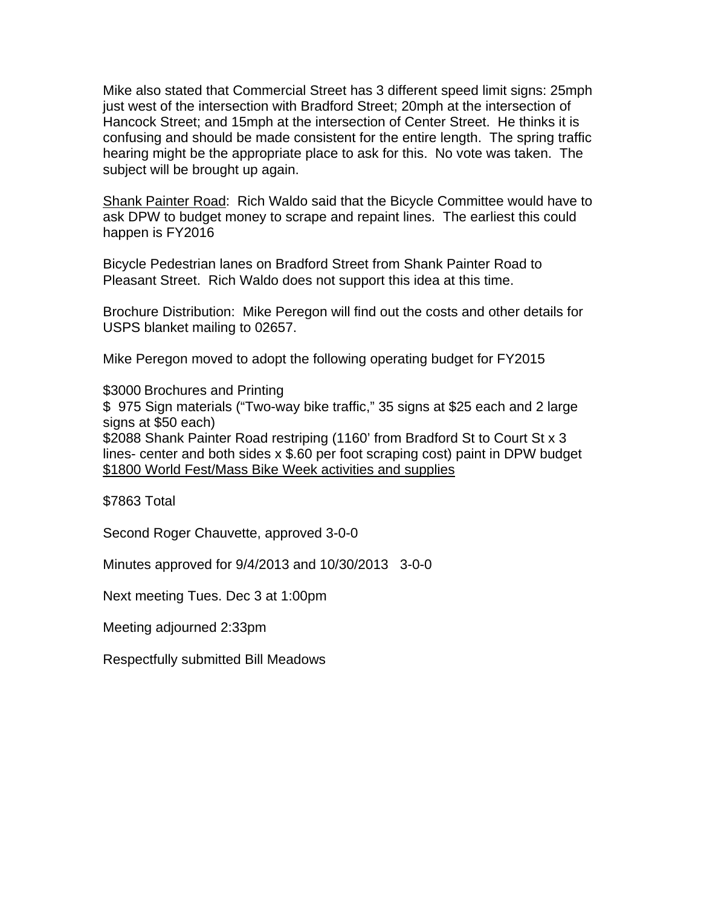Mike also stated that Commercial Street has 3 different speed limit signs: 25mph just west of the intersection with Bradford Street; 20mph at the intersection of Hancock Street; and 15mph at the intersection of Center Street. He thinks it is confusing and should be made consistent for the entire length. The spring traffic hearing might be the appropriate place to ask for this. No vote was taken. The subject will be brought up again.

<u>Shank Painter Road</u>: Rich Waldo said that the Bicycle Committee would have to ask DPW to budget money to scrape and repaint lines. The earliest this could happen is FY2016

Bicycle Pedestrian lanes on Bradford Street from Shank Painter Road to Pleasant Street. Rich Waldo does not support this idea at this time.

Brochure Distribution: Mike Peregon will find out the costs and other details for USPS blanket mailing to 02657.

Mike Peregon moved to adopt the following operating budget for FY2015

$3000 Brochures and Printing
$  975 Sign materials ("Two-way bike traffic," 35 signs at $25 each and 2 large signs at $50 each)
$2088 Shank Painter Road restriping (1160' from Bradford St to Court St x 3 lines- center and both sides x $.60 per foot scraping cost) paint in DPW budget
<u>$1800 World Fest/Mass Bike Week activities and supplies</u>

$7863 Total

Second Roger Chauvette, approved 3-0-0

Minutes approved for 9/4/2013 and 10/30/2013   3-0-0

Next meeting Tues. Dec 3 at 1:00pm

Meeting adjourned 2:33pm

Respectfully submitted Bill Meadows